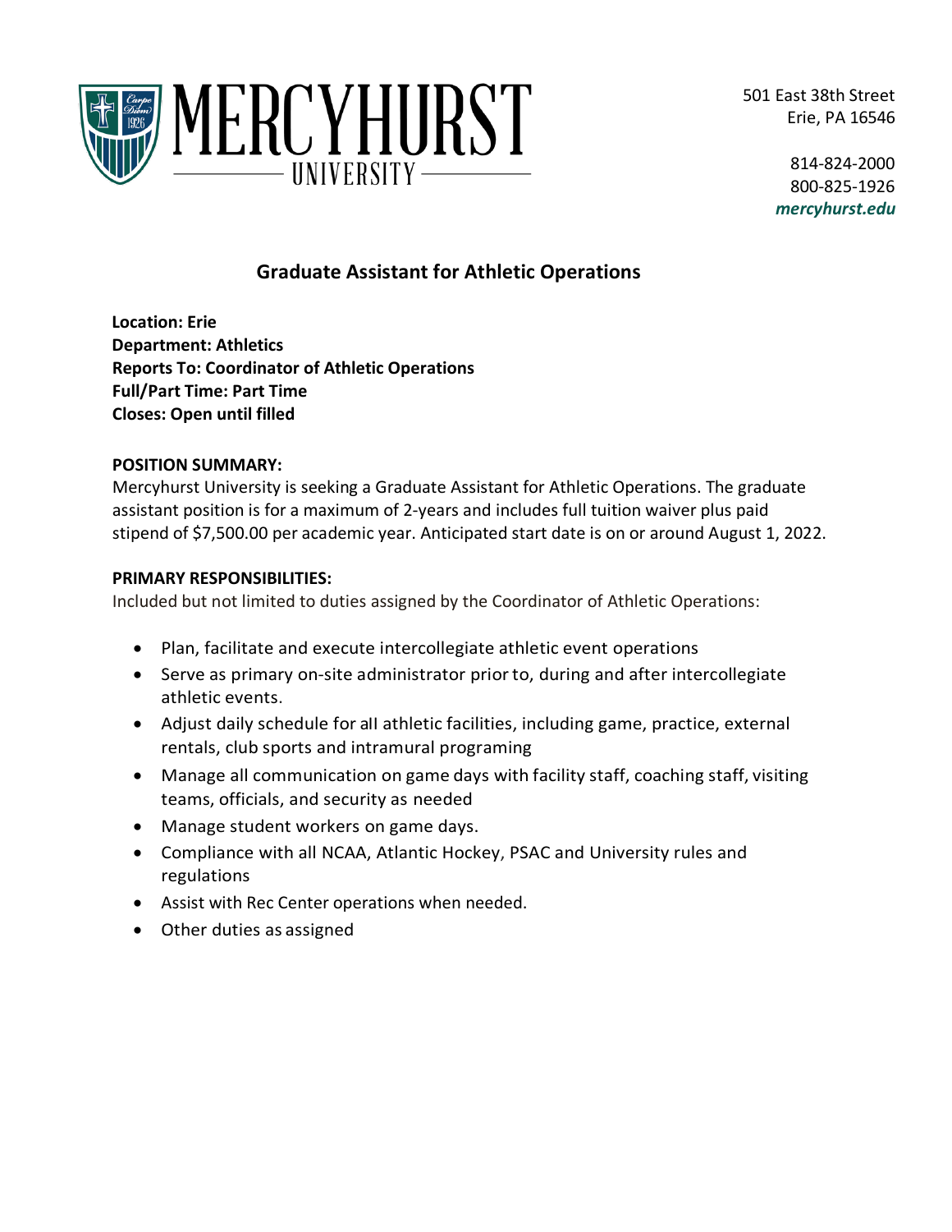MERCYHURST UNIVERSITY

501 East 38th Street
Erie, PA 16546

814-824-2000
800-825-1926
*mercyhurst.edu*

# Graduate Assistant for Athletic Operations

**Location: Erie**
**Department: Athletics**
**Reports To: Coordinator of Athletic Operations**
**Full/Part Time: Part Time**
**Closes: Open until filled**

**POSITION SUMMARY:**
Mercyhurst University is seeking a Graduate Assistant for Athletic Operations. The graduate assistant position is for a maximum of 2-years and includes full tuition waiver plus paid stipend of $7,500.00 per academic year. Anticipated start date is on or around August 1, 2022.

**PRIMARY RESPONSIBILITIES:**
Included but not limited to duties assigned by the Coordinator of Athletic Operations:

- Plan, facilitate and execute intercollegiate athletic event operations
- Serve as primary on-site administrator prior to, during and after intercollegiate athletic events.
- Adjust daily schedule for all athletic facilities, including game, practice, external rentals, club sports and intramural programing
- Manage all communication on game days with facility staff, coaching staff, visiting teams, officials, and security as needed
- Manage student workers on game days.
- Compliance with all NCAA, Atlantic Hockey, PSAC and University rules and regulations
- Assist with Rec Center operations when needed.
- Other duties as assigned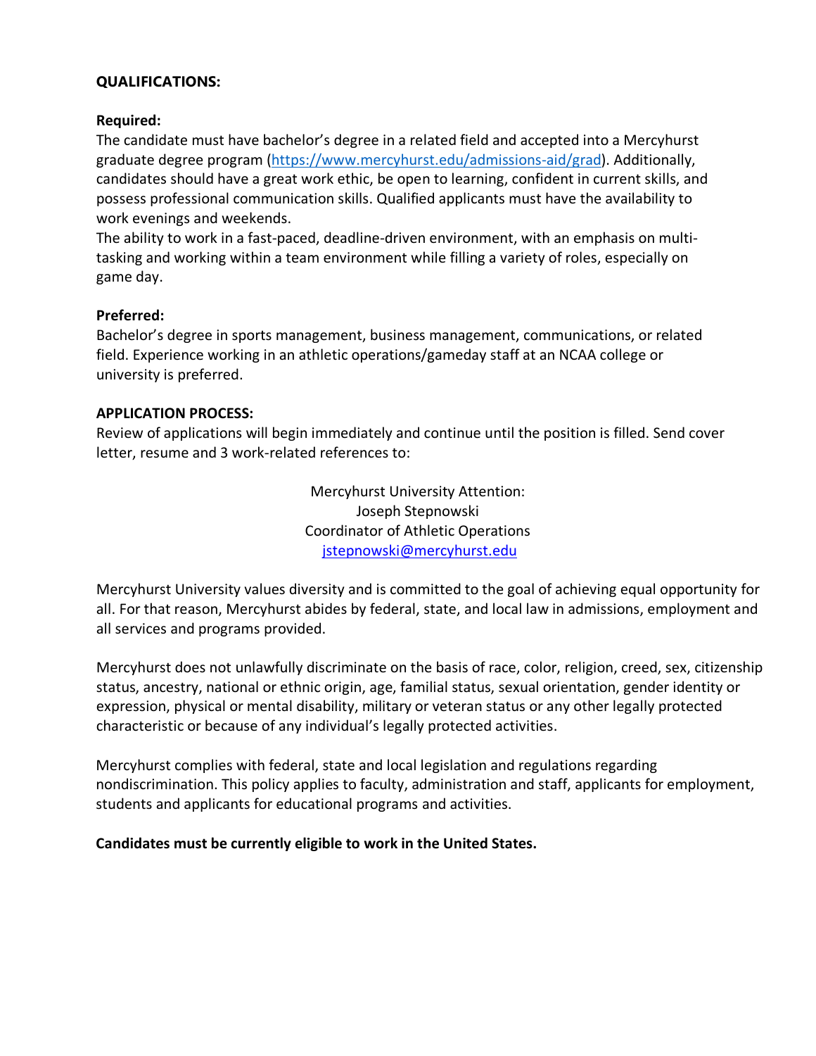**QUALIFICATIONS:**

**Required:**

The candidate must have bachelor's degree in a related field and accepted into a Mercyhurst graduate degree program (https://www.mercyhurst.edu/admissions-aid/grad). Additionally, candidates should have a great work ethic, be open to learning, confident in current skills, and possess professional communication skills. Qualified applicants must have the availability to work evenings and weekends.

The ability to work in a fast-paced, deadline-driven environment, with an emphasis on multi-tasking and working within a team environment while filling a variety of roles, especially on game day.

**Preferred:**

Bachelor's degree in sports management, business management, communications, or related field. Experience working in an athletic operations/gameday staff at an NCAA college or university is preferred.

**APPLICATION PROCESS:**

Review of applications will begin immediately and continue until the position is filled. Send cover letter, resume and 3 work-related references to:

Mercyhurst University Attention:
Joseph Stepnowski
Coordinator of Athletic Operations
jstepnowski@mercyhurst.edu

Mercyhurst University values diversity and is committed to the goal of achieving equal opportunity for all. For that reason, Mercyhurst abides by federal, state, and local law in admissions, employment and all services and programs provided.

Mercyhurst does not unlawfully discriminate on the basis of race, color, religion, creed, sex, citizenship status, ancestry, national or ethnic origin, age, familial status, sexual orientation, gender identity or expression, physical or mental disability, military or veteran status or any other legally protected characteristic or because of any individual's legally protected activities.

Mercyhurst complies with federal, state and local legislation and regulations regarding nondiscrimination. This policy applies to faculty, administration and staff, applicants for employment, students and applicants for educational programs and activities.

**Candidates must be currently eligible to work in the United States.**